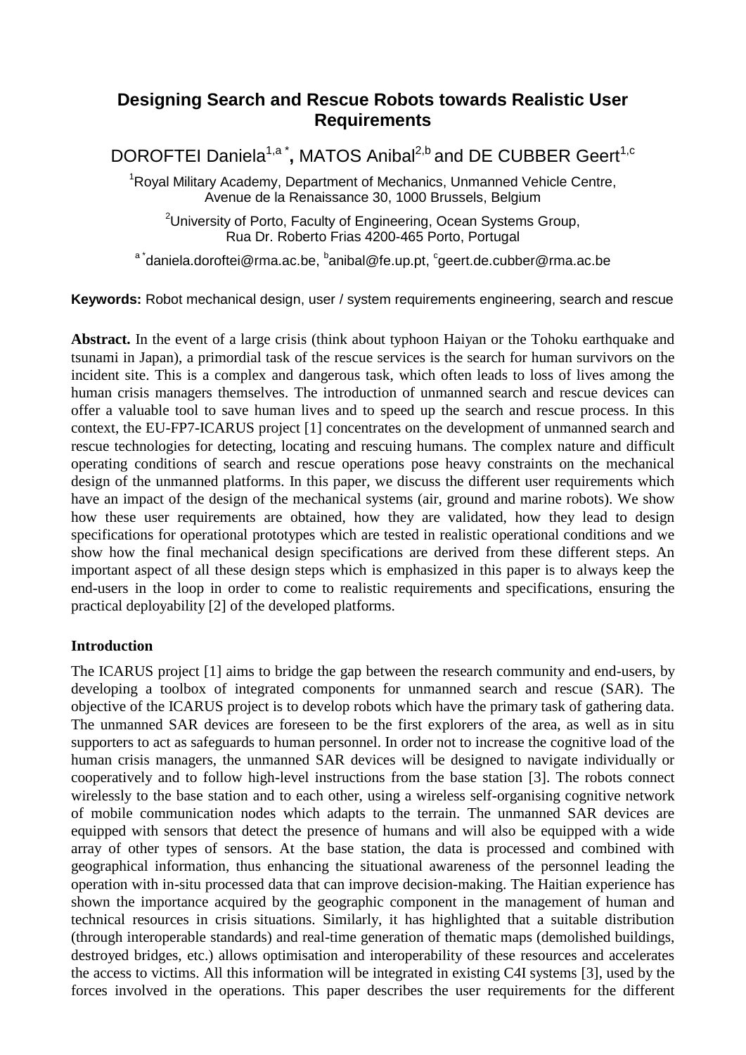# Designing Search and Rescue Robots towards Realistic User Requirements

DOROFTEI Daniela[1,a *], MATOS Anibal[2,b] and DE CUBBER Geert[1,c]

[1]Royal Military Academy, Department of Mechanics, Unmanned Vehicle Centre, Avenue de la Renaissance 30, 1000 Brussels, Belgium

[2]University of Porto, Faculty of Engineering, Ocean Systems Group, Rua Dr. Roberto Frias 4200-465 Porto, Portugal

[a *]daniela.doroftei@rma.ac.be, [b]anibal@fe.up.pt, [c]geert.de.cubber@rma.ac.be

**Keywords:** Robot mechanical design, user / system requirements engineering, search and rescue

**Abstract.** In the event of a large crisis (think about typhoon Haiyan or the Tohoku earthquake and tsunami in Japan), a primordial task of the rescue services is the search for human survivors on the incident site. This is a complex and dangerous task, which often leads to loss of lives among the human crisis managers themselves. The introduction of unmanned search and rescue devices can offer a valuable tool to save human lives and to speed up the search and rescue process. In this context, the EU-FP7-ICARUS project [1] concentrates on the development of unmanned search and rescue technologies for detecting, locating and rescuing humans. The complex nature and difficult operating conditions of search and rescue operations pose heavy constraints on the mechanical design of the unmanned platforms. In this paper, we discuss the different user requirements which have an impact of the design of the mechanical systems (air, ground and marine robots). We show how these user requirements are obtained, how they are validated, how they lead to design specifications for operational prototypes which are tested in realistic operational conditions and we show how the final mechanical design specifications are derived from these different steps. An important aspect of all these design steps which is emphasized in this paper is to always keep the end-users in the loop in order to come to realistic requirements and specifications, ensuring the practical deployability [2] of the developed platforms.

## Introduction

The ICARUS project [1] aims to bridge the gap between the research community and end-users, by developing a toolbox of integrated components for unmanned search and rescue (SAR). The objective of the ICARUS project is to develop robots which have the primary task of gathering data. The unmanned SAR devices are foreseen to be the first explorers of the area, as well as in situ supporters to act as safeguards to human personnel. In order not to increase the cognitive load of the human crisis managers, the unmanned SAR devices will be designed to navigate individually or cooperatively and to follow high-level instructions from the base station [3]. The robots connect wirelessly to the base station and to each other, using a wireless self-organising cognitive network of mobile communication nodes which adapts to the terrain. The unmanned SAR devices are equipped with sensors that detect the presence of humans and will also be equipped with a wide array of other types of sensors. At the base station, the data is processed and combined with geographical information, thus enhancing the situational awareness of the personnel leading the operation with in-situ processed data that can improve decision-making. The Haitian experience has shown the importance acquired by the geographic component in the management of human and technical resources in crisis situations. Similarly, it has highlighted that a suitable distribution (through interoperable standards) and real-time generation of thematic maps (demolished buildings, destroyed bridges, etc.) allows optimisation and interoperability of these resources and accelerates the access to victims. All this information will be integrated in existing C4I systems [3], used by the forces involved in the operations. This paper describes the user requirements for the different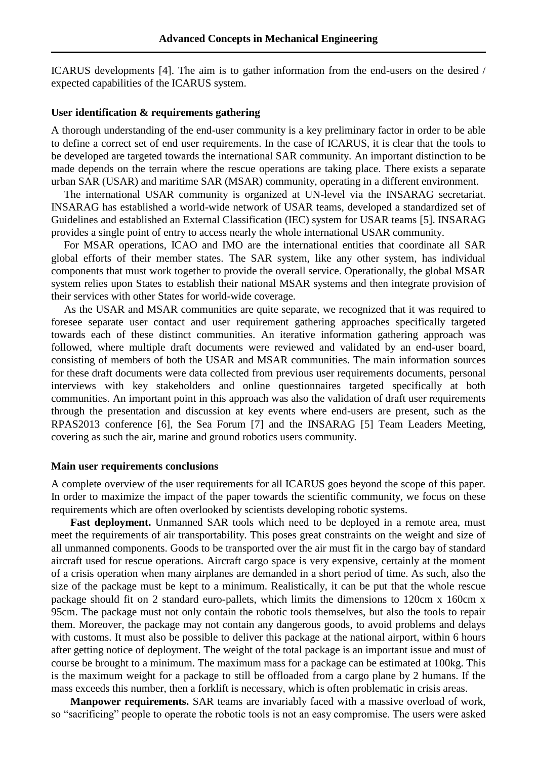ICARUS developments [4]. The aim is to gather information from the end-users on the desired / expected capabilities of the ICARUS system.

### User identification & requirements gathering

A thorough understanding of the end-user community is a key preliminary factor in order to be able to define a correct set of end user requirements. In the case of ICARUS, it is clear that the tools to be developed are targeted towards the international SAR community. An important distinction to be made depends on the terrain where the rescue operations are taking place. There exists a separate urban SAR (USAR) and maritime SAR (MSAR) community, operating in a different environment.

The international USAR community is organized at UN-level via the INSARAG secretariat. INSARAG has established a world-wide network of USAR teams, developed a standardized set of Guidelines and established an External Classification (IEC) system for USAR teams [5]. INSARAG provides a single point of entry to access nearly the whole international USAR community.

For MSAR operations, ICAO and IMO are the international entities that coordinate all SAR global efforts of their member states. The SAR system, like any other system, has individual components that must work together to provide the overall service. Operationally, the global MSAR system relies upon States to establish their national MSAR systems and then integrate provision of their services with other States for world-wide coverage.

As the USAR and MSAR communities are quite separate, we recognized that it was required to foresee separate user contact and user requirement gathering approaches specifically targeted towards each of these distinct communities. An iterative information gathering approach was followed, where multiple draft documents were reviewed and validated by an end-user board, consisting of members of both the USAR and MSAR communities. The main information sources for these draft documents were data collected from previous user requirements documents, personal interviews with key stakeholders and online questionnaires targeted specifically at both communities. An important point in this approach was also the validation of draft user requirements through the presentation and discussion at key events where end-users are present, such as the RPAS2013 conference [6], the Sea Forum [7] and the INSARAG [5] Team Leaders Meeting, covering as such the air, marine and ground robotics users community.

### Main user requirements conclusions

A complete overview of the user requirements for all ICARUS goes beyond the scope of this paper. In order to maximize the impact of the paper towards the scientific community, we focus on these requirements which are often overlooked by scientists developing robotic systems.

**Fast deployment.** Unmanned SAR tools which need to be deployed in a remote area, must meet the requirements of air transportability. This poses great constraints on the weight and size of all unmanned components. Goods to be transported over the air must fit in the cargo bay of standard aircraft used for rescue operations. Aircraft cargo space is very expensive, certainly at the moment of a crisis operation when many airplanes are demanded in a short period of time. As such, also the size of the package must be kept to a minimum. Realistically, it can be put that the whole rescue package should fit on 2 standard euro-pallets, which limits the dimensions to 120cm x 160cm x 95cm. The package must not only contain the robotic tools themselves, but also the tools to repair them. Moreover, the package may not contain any dangerous goods, to avoid problems and delays with customs. It must also be possible to deliver this package at the national airport, within 6 hours after getting notice of deployment. The weight of the total package is an important issue and must of course be brought to a minimum. The maximum mass for a package can be estimated at 100kg. This is the maximum weight for a package to still be offloaded from a cargo plane by 2 humans. If the mass exceeds this number, then a forklift is necessary, which is often problematic in crisis areas.

**Manpower requirements.** SAR teams are invariably faced with a massive overload of work, so "sacrificing" people to operate the robotic tools is not an easy compromise. The users were asked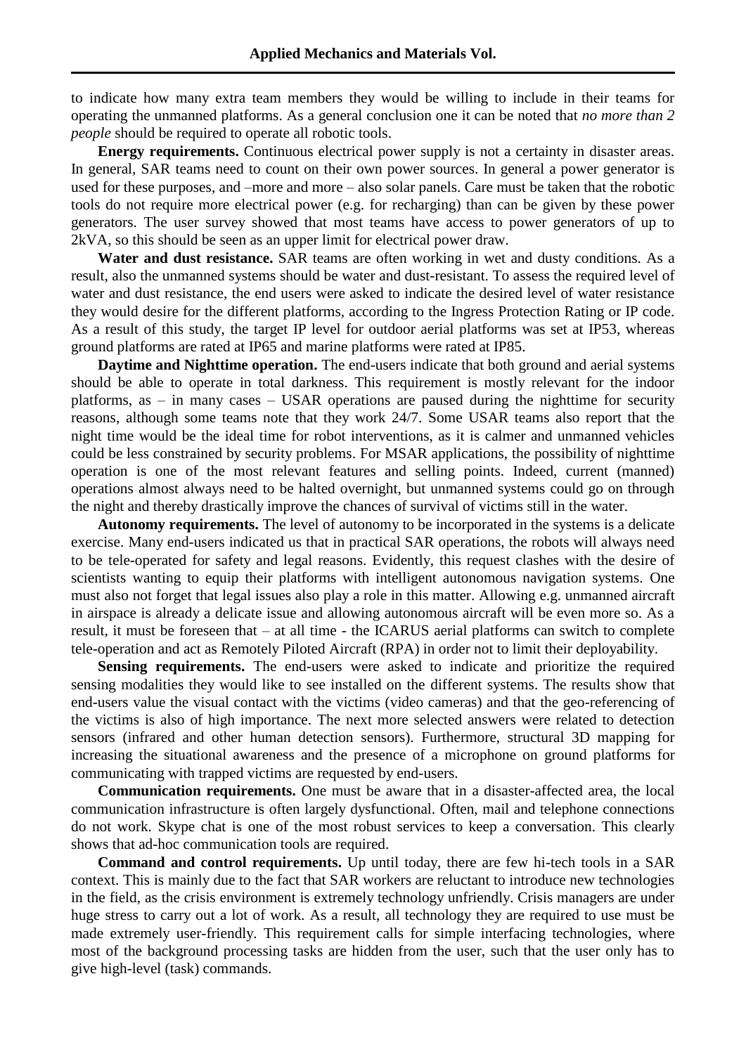to indicate how many extra team members they would be willing to include in their teams for operating the unmanned platforms. As a general conclusion one it can be noted that *no more than 2 people* should be required to operate all robotic tools.

**Energy requirements.** Continuous electrical power supply is not a certainty in disaster areas. In general, SAR teams need to count on their own power sources. In general a power generator is used for these purposes, and –more and more – also solar panels. Care must be taken that the robotic tools do not require more electrical power (e.g. for recharging) than can be given by these power generators. The user survey showed that most teams have access to power generators of up to 2kVA, so this should be seen as an upper limit for electrical power draw.

**Water and dust resistance.** SAR teams are often working in wet and dusty conditions. As a result, also the unmanned systems should be water and dust-resistant. To assess the required level of water and dust resistance, the end users were asked to indicate the desired level of water resistance they would desire for the different platforms, according to the Ingress Protection Rating or IP code. As a result of this study, the target IP level for outdoor aerial platforms was set at IP53, whereas ground platforms are rated at IP65 and marine platforms were rated at IP85.

**Daytime and Nighttime operation.** The end-users indicate that both ground and aerial systems should be able to operate in total darkness. This requirement is mostly relevant for the indoor platforms, as – in many cases – USAR operations are paused during the nighttime for security reasons, although some teams note that they work 24/7. Some USAR teams also report that the night time would be the ideal time for robot interventions, as it is calmer and unmanned vehicles could be less constrained by security problems. For MSAR applications, the possibility of nighttime operation is one of the most relevant features and selling points. Indeed, current (manned) operations almost always need to be halted overnight, but unmanned systems could go on through the night and thereby drastically improve the chances of survival of victims still in the water.

**Autonomy requirements.** The level of autonomy to be incorporated in the systems is a delicate exercise. Many end-users indicated us that in practical SAR operations, the robots will always need to be tele-operated for safety and legal reasons. Evidently, this request clashes with the desire of scientists wanting to equip their platforms with intelligent autonomous navigation systems. One must also not forget that legal issues also play a role in this matter. Allowing e.g. unmanned aircraft in airspace is already a delicate issue and allowing autonomous aircraft will be even more so. As a result, it must be foreseen that – at all time - the ICARUS aerial platforms can switch to complete tele-operation and act as Remotely Piloted Aircraft (RPA) in order not to limit their deployability.

**Sensing requirements.** The end-users were asked to indicate and prioritize the required sensing modalities they would like to see installed on the different systems. The results show that end-users value the visual contact with the victims (video cameras) and that the geo-referencing of the victims is also of high importance. The next more selected answers were related to detection sensors (infrared and other human detection sensors). Furthermore, structural 3D mapping for increasing the situational awareness and the presence of a microphone on ground platforms for communicating with trapped victims are requested by end-users.

**Communication requirements.** One must be aware that in a disaster-affected area, the local communication infrastructure is often largely dysfunctional. Often, mail and telephone connections do not work. Skype chat is one of the most robust services to keep a conversation. This clearly shows that ad-hoc communication tools are required.

**Command and control requirements.** Up until today, there are few hi-tech tools in a SAR context. This is mainly due to the fact that SAR workers are reluctant to introduce new technologies in the field, as the crisis environment is extremely technology unfriendly. Crisis managers are under huge stress to carry out a lot of work. As a result, all technology they are required to use must be made extremely user-friendly. This requirement calls for simple interfacing technologies, where most of the background processing tasks are hidden from the user, such that the user only has to give high-level (task) commands.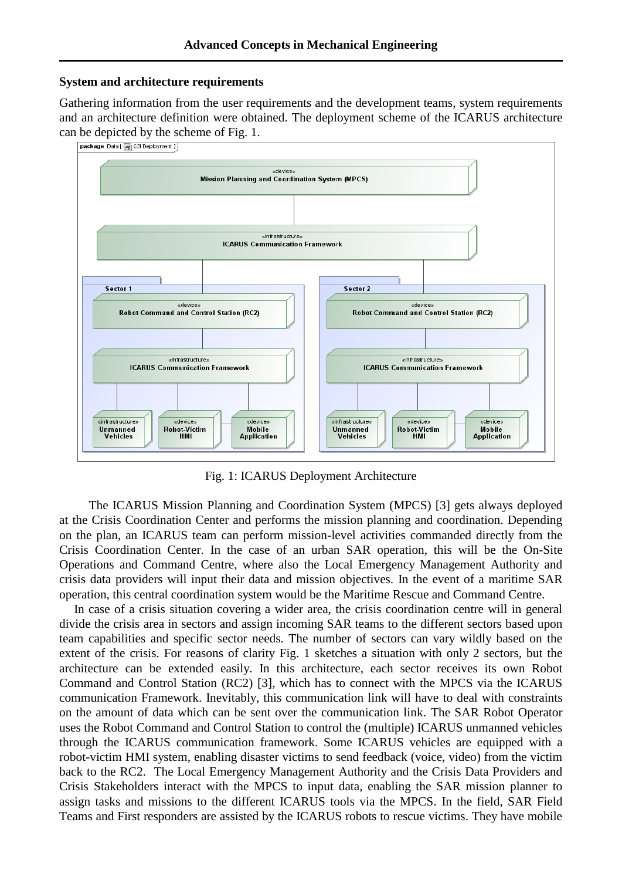### System and architecture requirements

Gathering information from the user requirements and the development teams, system requirements and an architecture definition were obtained. The deployment scheme of the ICARUS architecture can be depicted by the scheme of Fig. 1.

Fig. 1: ICARUS Deployment Architecture

The ICARUS Mission Planning and Coordination System (MPCS) [3] gets always deployed at the Crisis Coordination Center and performs the mission planning and coordination. Depending on the plan, an ICARUS team can perform mission-level activities commanded directly from the Crisis Coordination Center. In the case of an urban SAR operation, this will be the On-Site Operations and Command Centre, where also the Local Emergency Management Authority and crisis data providers will input their data and mission objectives. In the event of a maritime SAR operation, this central coordination system would be the Maritime Rescue and Command Centre.

In case of a crisis situation covering a wider area, the crisis coordination centre will in general divide the crisis area in sectors and assign incoming SAR teams to the different sectors based upon team capabilities and specific sector needs. The number of sectors can vary wildly based on the extent of the crisis. For reasons of clarity Fig. 1 sketches a situation with only 2 sectors, but the architecture can be extended easily. In this architecture, each sector receives its own Robot Command and Control Station (RC2) [3], which has to connect with the MPCS via the ICARUS communication Framework. Inevitably, this communication link will have to deal with constraints on the amount of data which can be sent over the communication link. The SAR Robot Operator uses the Robot Command and Control Station to control the (multiple) ICARUS unmanned vehicles through the ICARUS communication framework. Some ICARUS vehicles are equipped with a robot-victim HMI system, enabling disaster victims to send feedback (voice, video) from the victim back to the RC2. The Local Emergency Management Authority and the Crisis Data Providers and Crisis Stakeholders interact with the MPCS to input data, enabling the SAR mission planner to assign tasks and missions to the different ICARUS tools via the MPCS. In the field, SAR Field Teams and First responders are assisted by the ICARUS robots to rescue victims. They have mobile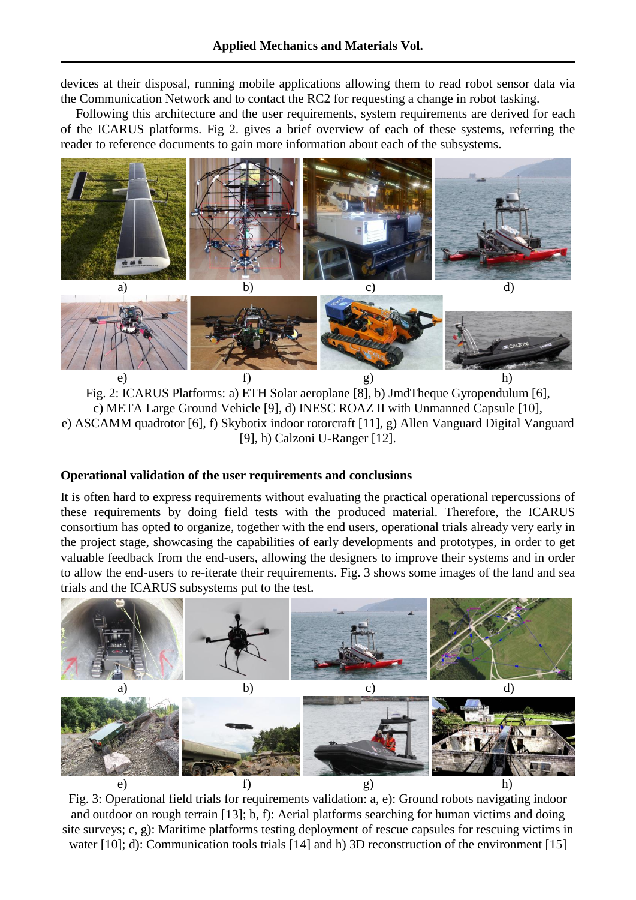devices at their disposal, running mobile applications allowing them to read robot sensor data via the Communication Network and to contact the RC2 for requesting a change in robot tasking.

Following this architecture and the user requirements, system requirements are derived for each of the ICARUS platforms. Fig 2. gives a brief overview of each of these systems, referring the reader to reference documents to gain more information about each of the subsystems.

Fig. 2: ICARUS Platforms: a) ETH Solar aeroplane [8], b) JmdTheque Gyropendulum [6], c) META Large Ground Vehicle [9], d) INESC ROAZ II with Unmanned Capsule [10], e) ASCAMM quadrotor [6], f) Skybotix indoor rotorcraft [11], g) Allen Vanguard Digital Vanguard [9], h) Calzoni U-Ranger [12].

## Operational validation of the user requirements and conclusions

It is often hard to express requirements without evaluating the practical operational repercussions of these requirements by doing field tests with the produced material. Therefore, the ICARUS consortium has opted to organize, together with the end users, operational trials already very early in the project stage, showcasing the capabilities of early developments and prototypes, in order to get valuable feedback from the end-users, allowing the designers to improve their systems and in order to allow the end-users to re-iterate their requirements. Fig. 3 shows some images of the land and sea trials and the ICARUS subsystems put to the test.

Fig. 3: Operational field trials for requirements validation: a, e): Ground robots navigating indoor and outdoor on rough terrain [13]; b, f): Aerial platforms searching for human victims and doing site surveys; c, g): Maritime platforms testing deployment of rescue capsules for rescuing victims in water [10]; d): Communication tools trials [14] and h) 3D reconstruction of the environment [15]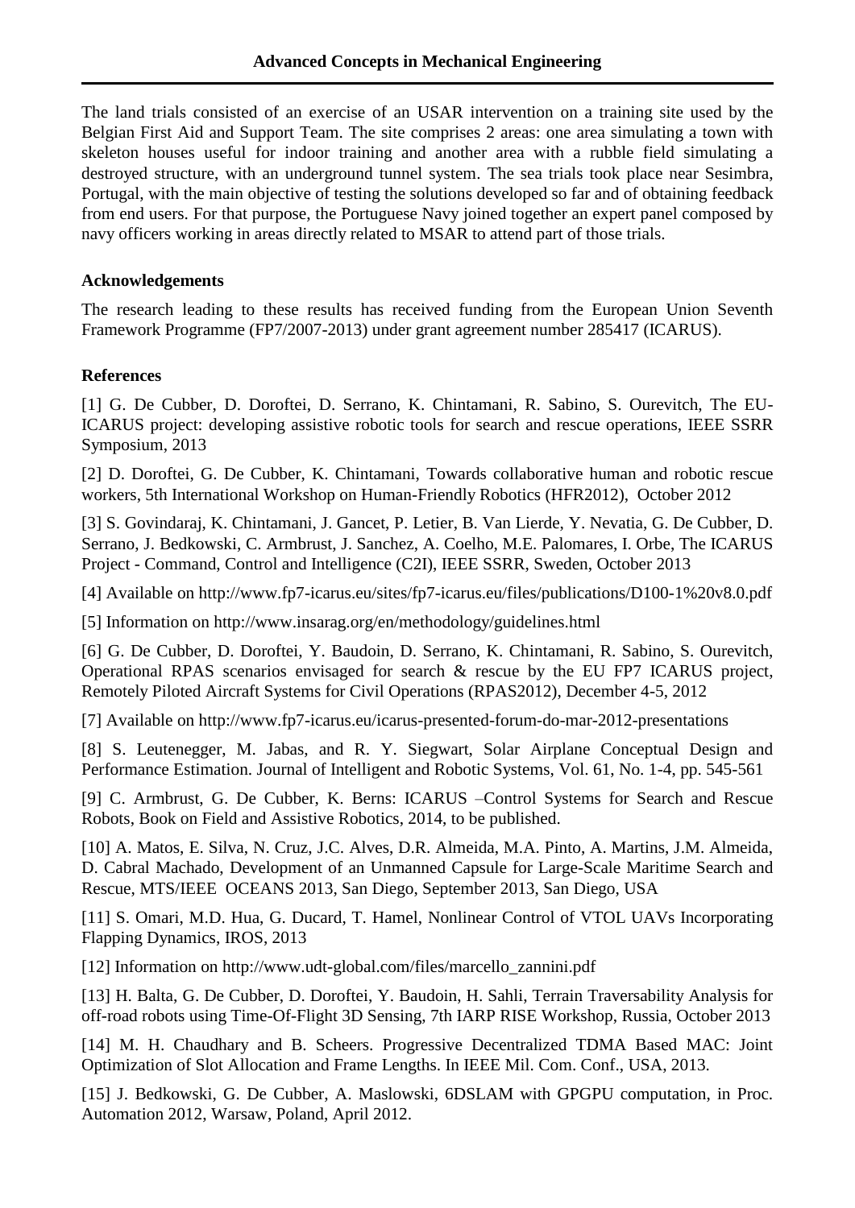The land trials consisted of an exercise of an USAR intervention on a training site used by the Belgian First Aid and Support Team. The site comprises 2 areas: one area simulating a town with skeleton houses useful for indoor training and another area with a rubble field simulating a destroyed structure, with an underground tunnel system. The sea trials took place near Sesimbra, Portugal, with the main objective of testing the solutions developed so far and of obtaining feedback from end users. For that purpose, the Portuguese Navy joined together an expert panel composed by navy officers working in areas directly related to MSAR to attend part of those trials.

## Acknowledgements

The research leading to these results has received funding from the European Union Seventh Framework Programme (FP7/2007-2013) under grant agreement number 285417 (ICARUS).

## References

[1] G. De Cubber, D. Doroftei, D. Serrano, K. Chintamani, R. Sabino, S. Ourevitch, The EU-ICARUS project: developing assistive robotic tools for search and rescue operations, IEEE SSRR Symposium, 2013

[2] D. Doroftei, G. De Cubber, K. Chintamani, Towards collaborative human and robotic rescue workers, 5th International Workshop on Human-Friendly Robotics (HFR2012), October 2012

[3] S. Govindaraj, K. Chintamani, J. Gancet, P. Letier, B. Van Lierde, Y. Nevatia, G. De Cubber, D. Serrano, J. Bedkowski, C. Armbrust, J. Sanchez, A. Coelho, M.E. Palomares, I. Orbe, The ICARUS Project - Command, Control and Intelligence (C2I), IEEE SSRR, Sweden, October 2013

[4] Available on http://www.fp7-icarus.eu/sites/fp7-icarus.eu/files/publications/D100-1%20v8.0.pdf

[5] Information on http://www.insarag.org/en/methodology/guidelines.html

[6] G. De Cubber, D. Doroftei, Y. Baudoin, D. Serrano, K. Chintamani, R. Sabino, S. Ourevitch, Operational RPAS scenarios envisaged for search & rescue by the EU FP7 ICARUS project, Remotely Piloted Aircraft Systems for Civil Operations (RPAS2012), December 4-5, 2012

[7] Available on http://www.fp7-icarus.eu/icarus-presented-forum-do-mar-2012-presentations

[8] S. Leutenegger, M. Jabas, and R. Y. Siegwart, Solar Airplane Conceptual Design and Performance Estimation. Journal of Intelligent and Robotic Systems, Vol. 61, No. 1-4, pp. 545-561

[9] C. Armbrust, G. De Cubber, K. Berns: ICARUS –Control Systems for Search and Rescue Robots, Book on Field and Assistive Robotics, 2014, to be published.

[10] A. Matos, E. Silva, N. Cruz, J.C. Alves, D.R. Almeida, M.A. Pinto, A. Martins, J.M. Almeida, D. Cabral Machado, Development of an Unmanned Capsule for Large-Scale Maritime Search and Rescue, MTS/IEEE OCEANS 2013, San Diego, September 2013, San Diego, USA

[11] S. Omari, M.D. Hua, G. Ducard, T. Hamel, Nonlinear Control of VTOL UAVs Incorporating Flapping Dynamics, IROS, 2013

[12] Information on http://www.udt-global.com/files/marcello_zannini.pdf

[13] H. Balta, G. De Cubber, D. Doroftei, Y. Baudoin, H. Sahli, Terrain Traversability Analysis for off-road robots using Time-Of-Flight 3D Sensing, 7th IARP RISE Workshop, Russia, October 2013

[14] M. H. Chaudhary and B. Scheers. Progressive Decentralized TDMA Based MAC: Joint Optimization of Slot Allocation and Frame Lengths. In IEEE Mil. Com. Conf., USA, 2013.

[15] J. Bedkowski, G. De Cubber, A. Maslowski, 6DSLAM with GPGPU computation, in Proc. Automation 2012, Warsaw, Poland, April 2012.